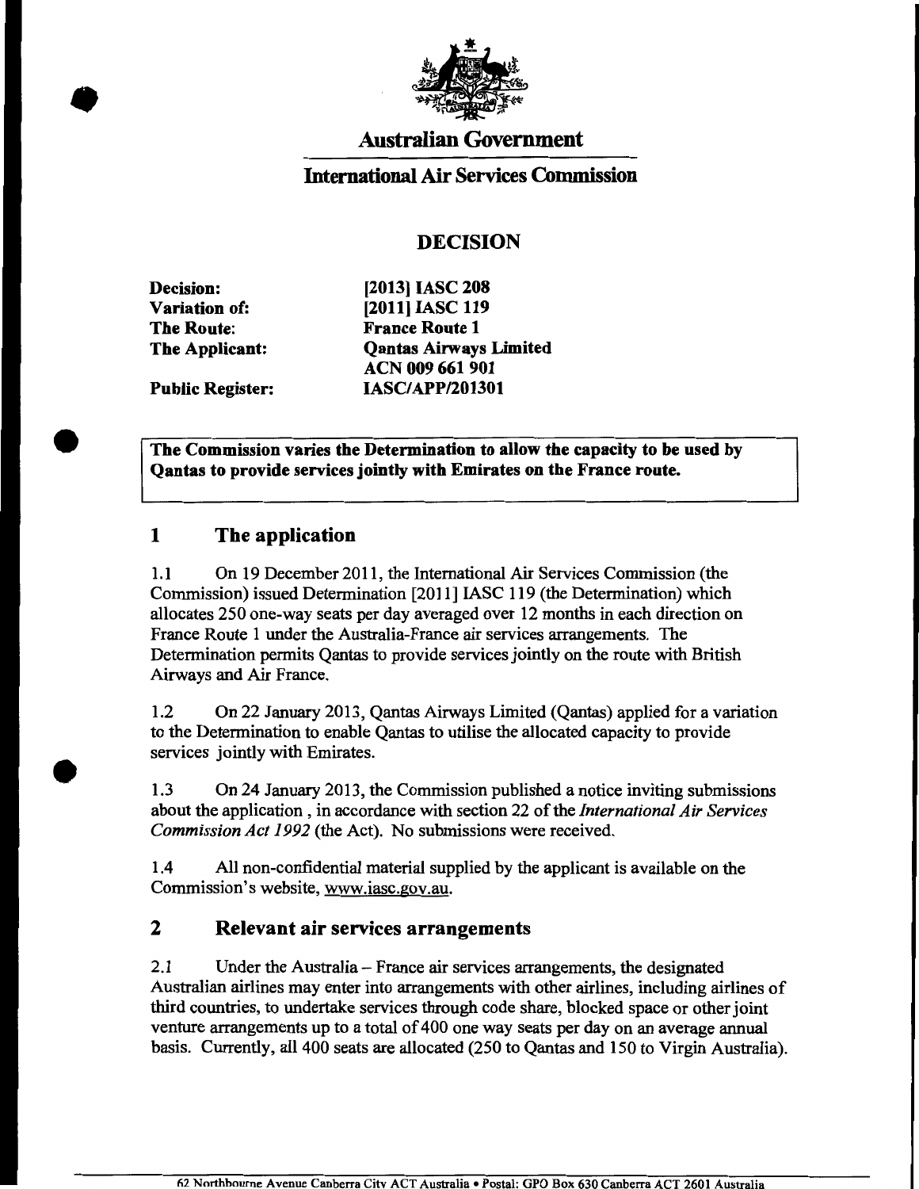# Australian Government

## International Air Services Commission

## DECISION

**Decision:** [2013] IASC 208
**Variation of:** [2011] IASC 119
**The Route:** France Route 1
**The Applicant:** Qantas Airways Limited
ACN 009 661 901
**Public Register:** IASC/APP/201301

**The Commission varies the Determination to allow the capacity to be used by Qantas to provide services jointly with Emirates on the France route.**

## 1 The application

1.1 On 19 December 2011, the International Air Services Commission (the Commission) issued Determination [2011] IASC 119 (the Determination) which allocates 250 one-way seats per day averaged over 12 months in each direction on France Route 1 under the Australia-France air services arrangements. The Determination permits Qantas to provide services jointly on the route with British Airways and Air France.

1.2 On 22 January 2013, Qantas Airways Limited (Qantas) applied for a variation to the Determination to enable Qantas to utilise the allocated capacity to provide services jointly with Emirates.

1.3 On 24 January 2013, the Commission published a notice inviting submissions about the application , in accordance with section 22 of the *International Air Services Commission Act 1992* (the Act). No submissions were received.

1.4 All non-confidential material supplied by the applicant is available on the Commission's website, www.iasc.gov.au.

## 2 Relevant air services arrangements

2.1 Under the Australia – France air services arrangements, the designated Australian airlines may enter into arrangements with other airlines, including airlines of third countries, to undertake services through code share, blocked space or other joint venture arrangements up to a total of 400 one way seats per day on an average annual basis. Currently, all 400 seats are allocated (250 to Qantas and 150 to Virgin Australia).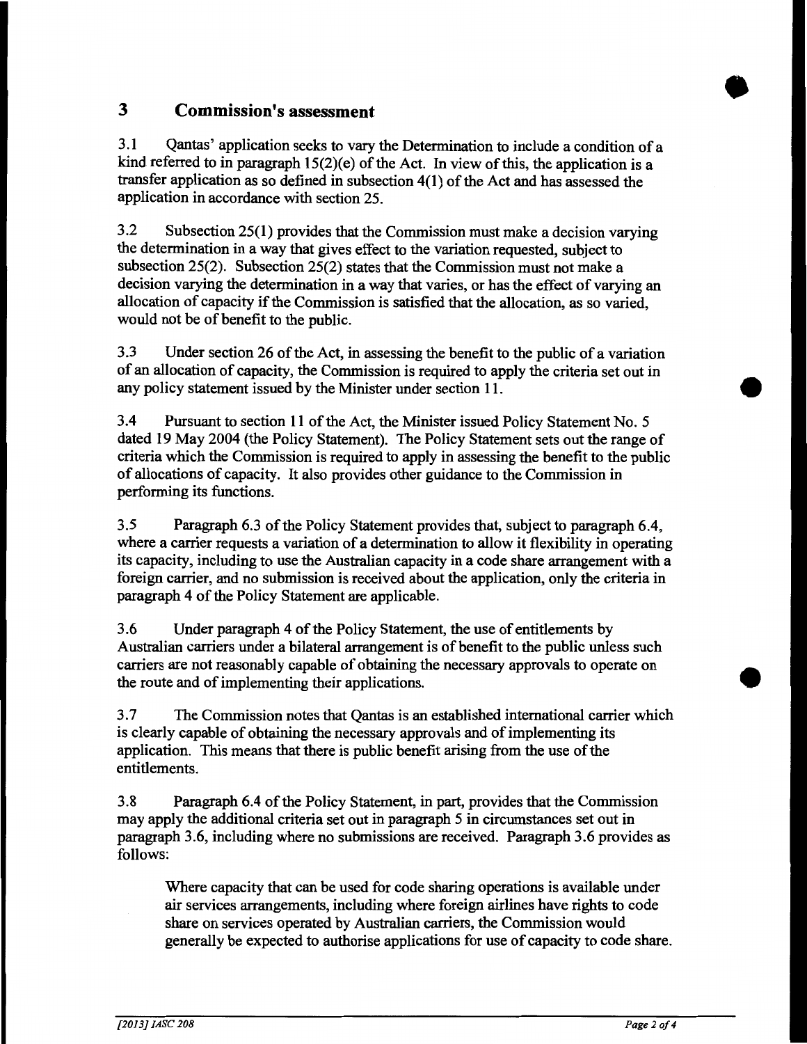## 3 Commission's assessment

3.1 Qantas' application seeks to vary the Determination to include a condition of a kind referred to in paragraph 15(2)(e) of the Act. In view of this, the application is a transfer application as so defined in subsection 4(1) of the Act and has assessed the application in accordance with section 25.

3.2 Subsection 25(1) provides that the Commission must make a decision varying the determination in a way that gives effect to the variation requested, subject to subsection 25(2). Subsection 25(2) states that the Commission must not make a decision varying the determination in a way that varies, or has the effect of varying an allocation of capacity if the Commission is satisfied that the allocation, as so varied, would not be of benefit to the public.

3.3 Under section 26 of the Act, in assessing the benefit to the public of a variation of an allocation of capacity, the Commission is required to apply the criteria set out in any policy statement issued by the Minister under section 11.

3.4 Pursuant to section 11 of the Act, the Minister issued Policy Statement No. 5 dated 19 May 2004 (the Policy Statement). The Policy Statement sets out the range of criteria which the Commission is required to apply in assessing the benefit to the public of allocations of capacity. It also provides other guidance to the Commission in performing its functions.

3.5 Paragraph 6.3 of the Policy Statement provides that, subject to paragraph 6.4, where a carrier requests a variation of a determination to allow it flexibility in operating its capacity, including to use the Australian capacity in a code share arrangement with a foreign carrier, and no submission is received about the application, only the criteria in paragraph 4 of the Policy Statement are applicable.

3.6 Under paragraph 4 of the Policy Statement, the use of entitlements by Australian carriers under a bilateral arrangement is of benefit to the public unless such carriers are not reasonably capable of obtaining the necessary approvals to operate on the route and of implementing their applications.

3.7 The Commission notes that Qantas is an established international carrier which is clearly capable of obtaining the necessary approvals and of implementing its application. This means that there is public benefit arising from the use of the entitlements.

3.8 Paragraph 6.4 of the Policy Statement, in part, provides that the Commission may apply the additional criteria set out in paragraph 5 in circumstances set out in paragraph 3.6, including where no submissions are received. Paragraph 3.6 provides as follows:

> Where capacity that can be used for code sharing operations is available under air services arrangements, including where foreign airlines have rights to code share on services operated by Australian carriers, the Commission would generally be expected to authorise applications for use of capacity to code share.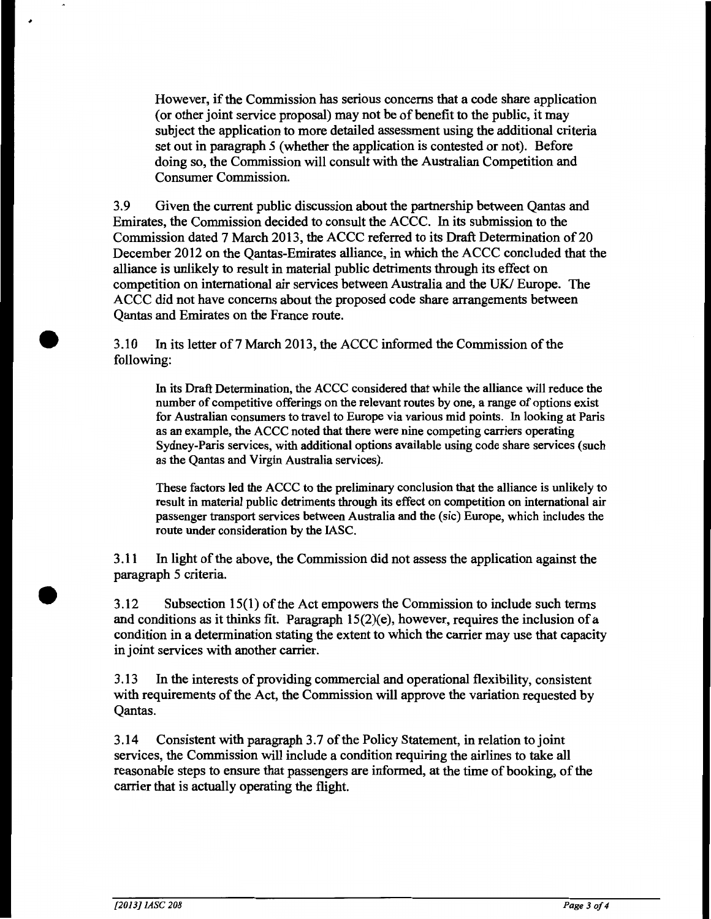However, if the Commission has serious concerns that a code share application (or other joint service proposal) may not be of benefit to the public, it may subject the application to more detailed assessment using the additional criteria set out in paragraph 5 (whether the application is contested or not). Before doing so, the Commission will consult with the Australian Competition and Consumer Commission.

3.9 Given the current public discussion about the partnership between Qantas and Emirates, the Commission decided to consult the ACCC. In its submission to the Commission dated 7 March 2013, the ACCC referred to its Draft Determination of 20 December 2012 on the Qantas-Emirates alliance, in which the ACCC concluded that the alliance is unlikely to result in material public detriments through its effect on competition on international air services between Australia and the UK/ Europe. The ACCC did not have concerns about the proposed code share arrangements between Qantas and Emirates on the France route.

3.10 In its letter of 7 March 2013, the ACCC informed the Commission of the following:

> In its Draft Determination, the ACCC considered that while the alliance will reduce the number of competitive offerings on the relevant routes by one, a range of options exist for Australian consumers to travel to Europe via various mid points. In looking at Paris as an example, the ACCC noted that there were nine competing carriers operating Sydney-Paris services, with additional options available using code share services (such as the Qantas and Virgin Australia services).
>
> These factors led the ACCC to the preliminary conclusion that the alliance is unlikely to result in material public detriments through its effect on competition on international air passenger transport services between Australia and the (sic) Europe, which includes the route under consideration by the IASC.

3.11 In light of the above, the Commission did not assess the application against the paragraph 5 criteria.

3.12 Subsection 15(1) of the Act empowers the Commission to include such terms and conditions as it thinks fit. Paragraph 15(2)(e), however, requires the inclusion of a condition in a determination stating the extent to which the carrier may use that capacity in joint services with another carrier.

3.13 In the interests of providing commercial and operational flexibility, consistent with requirements of the Act, the Commission will approve the variation requested by Qantas.

3.14 Consistent with paragraph 3.7 of the Policy Statement, in relation to joint services, the Commission will include a condition requiring the airlines to take all reasonable steps to ensure that passengers are informed, at the time of booking, of the carrier that is actually operating the flight.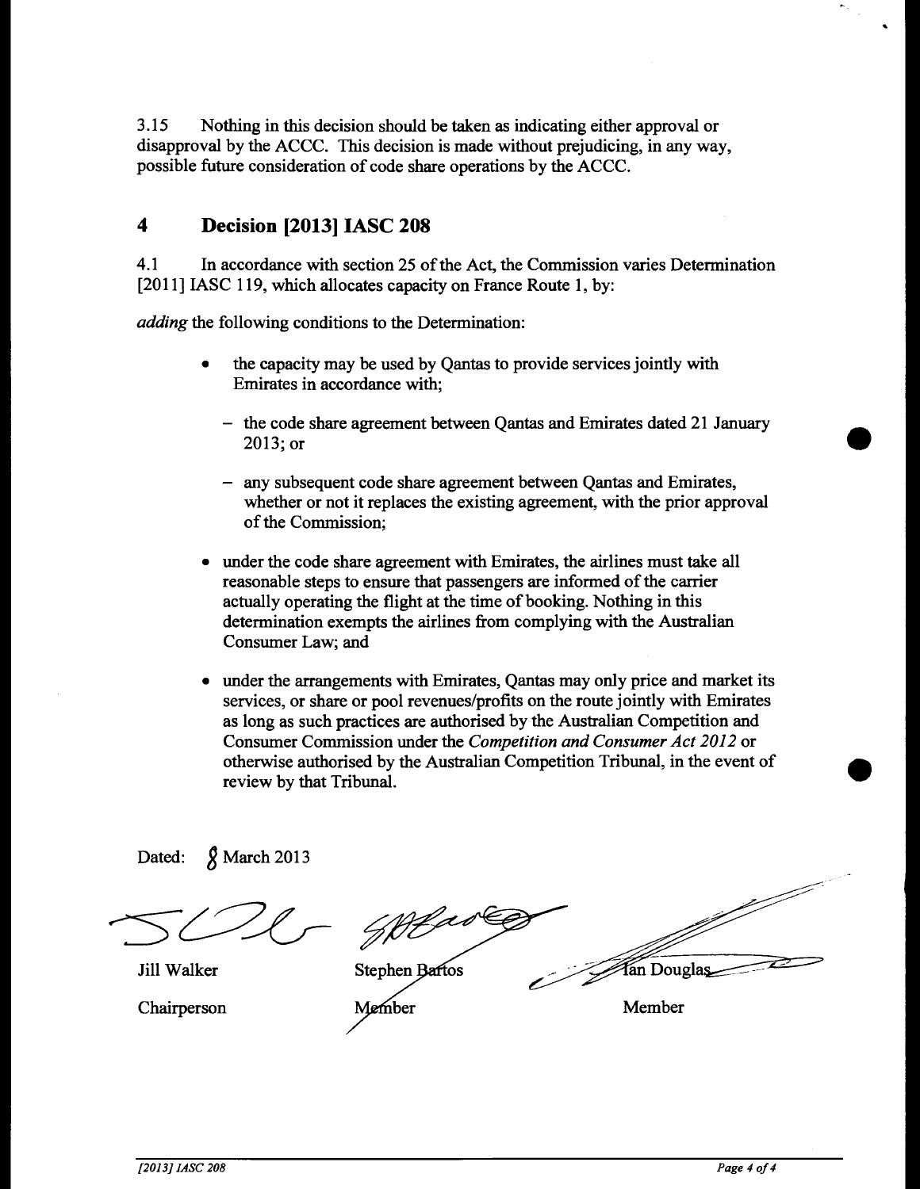3.15 Nothing in this decision should be taken as indicating either approval or disapproval by the ACCC. This decision is made without prejudicing, in any way, possible future consideration of code share operations by the ACCC.

## 4 Decision [2013] IASC 208

4.1 In accordance with section 25 of the Act, the Commission varies Determination [2011] IASC 119, which allocates capacity on France Route 1, by:

*adding* the following conditions to the Determination:

- the capacity may be used by Qantas to provide services jointly with Emirates in accordance with;
  - the code share agreement between Qantas and Emirates dated 21 January 2013; or
  - any subsequent code share agreement between Qantas and Emirates, whether or not it replaces the existing agreement, with the prior approval of the Commission;
- under the code share agreement with Emirates, the airlines must take all reasonable steps to ensure that passengers are informed of the carrier actually operating the flight at the time of booking. Nothing in this determination exempts the airlines from complying with the Australian Consumer Law; and
- under the arrangements with Emirates, Qantas may only price and market its services, or share or pool revenues/profits on the route jointly with Emirates as long as such practices are authorised by the Australian Competition and Consumer Commission under the *Competition and Consumer Act 2012* or otherwise authorised by the Australian Competition Tribunal, in the event of review by that Tribunal.

Dated: 8 March 2013

| | | |
|---|---|---|
| Jill Walker | Stephen Bartos | Ian Douglas |
| Chairperson | Member | Member |